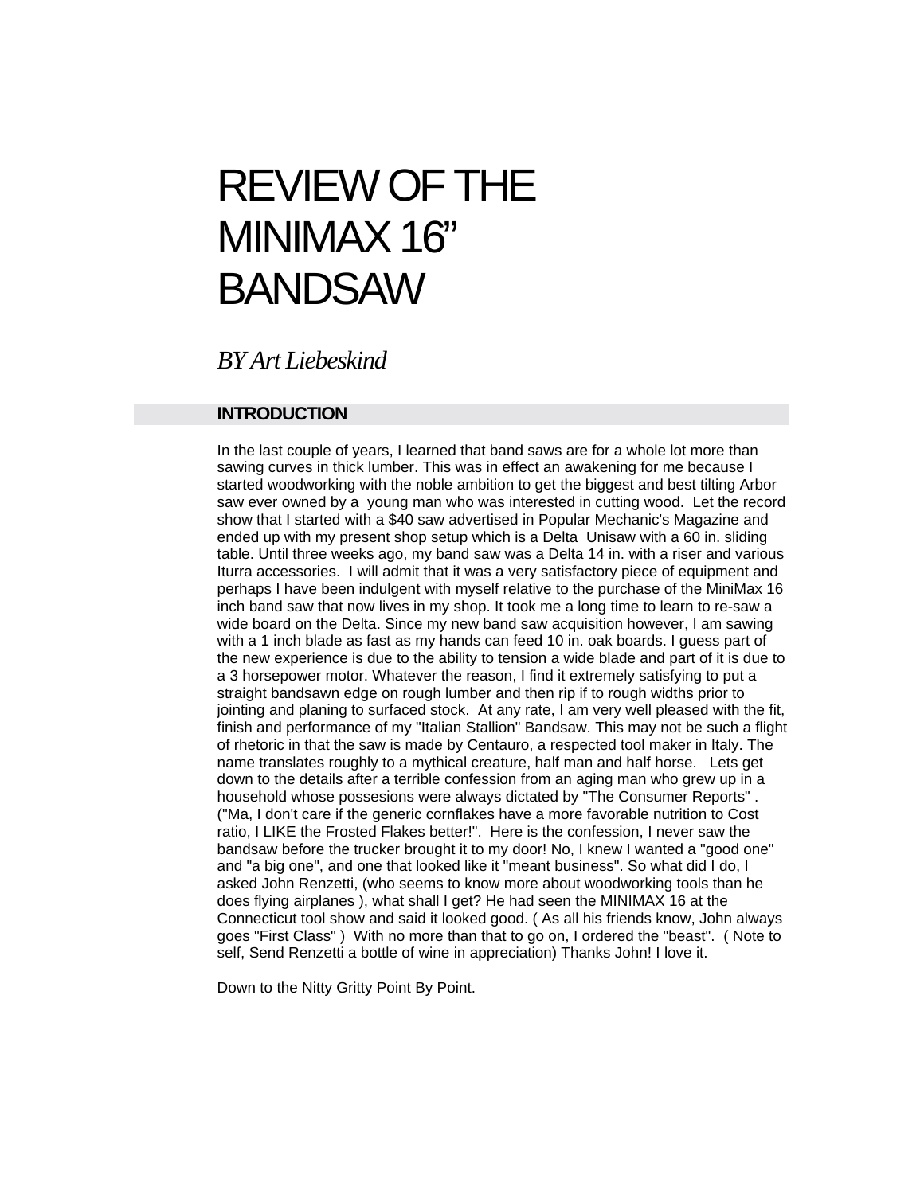# REVIEW OF THE MINIMAX 16” BANDSAW

*BY Art Liebeskind*

## INTRODUCTION

In the last couple of years, I learned that band saws are for a whole lot more than sawing curves in thick lumber. This was in effect an awakening for me because I started woodworking with the noble ambition to get the biggest and best tilting Arbor saw ever owned by a young man who was interested in cutting wood. Let the record show that I started with a $40 saw advertised in Popular Mechanic's Magazine and ended up with my present shop setup which is a Delta Unisaw with a 60 in. sliding table. Until three weeks ago, my band saw was a Delta 14 in. with a riser and various Iturra accessories. I will admit that it was a very satisfactory piece of equipment and perhaps I have been indulgent with myself relative to the purchase of the MiniMax 16 inch band saw that now lives in my shop. It took me a long time to learn to re-saw a wide board on the Delta. Since my new band saw acquisition however, I am sawing with a 1 inch blade as fast as my hands can feed 10 in. oak boards. I guess part of the new experience is due to the ability to tension a wide blade and part of it is due to a 3 horsepower motor. Whatever the reason, I find it extremely satisfying to put a straight bandsawn edge on rough lumber and then rip if to rough widths prior to jointing and planing to surfaced stock. At any rate, I am very well pleased with the fit, finish and performance of my "Italian Stallion" Bandsaw. This may not be such a flight of rhetoric in that the saw is made by Centauro, a respected tool maker in Italy. The name translates roughly to a mythical creature, half man and half horse. Lets get down to the details after a terrible confession from an aging man who grew up in a household whose possesions were always dictated by "The Consumer Reports" . ("Ma, I don't care if the generic cornflakes have a more favorable nutrition to Cost ratio, I LIKE the Frosted Flakes better!". Here is the confession, I never saw the bandsaw before the trucker brought it to my door! No, I knew I wanted a "good one" and "a big one", and one that looked like it "meant business". So what did I do, I asked John Renzetti, (who seems to know more about woodworking tools than he does flying airplanes ), what shall I get? He had seen the MINIMAX 16 at the Connecticut tool show and said it looked good. ( As all his friends know, John always goes "First Class" ) With no more than that to go on, I ordered the "beast". ( Note to self, Send Renzetti a bottle of wine in appreciation) Thanks John! I love it.

Down to the Nitty Gritty Point By Point.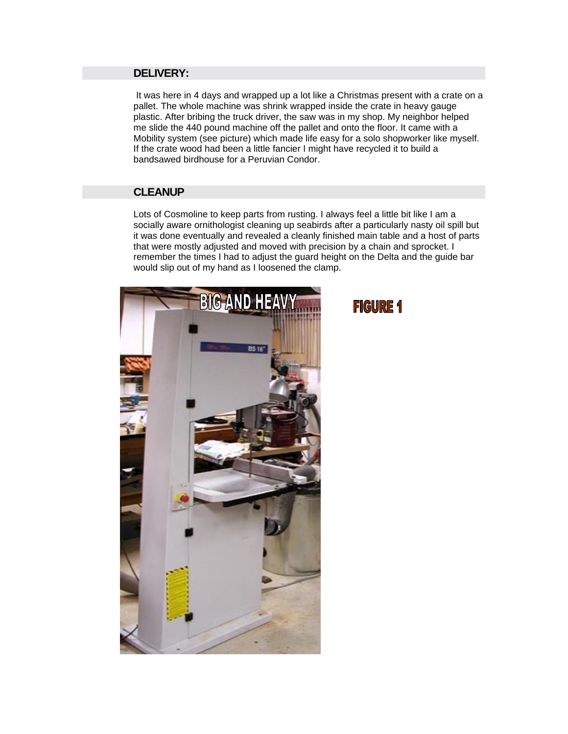## DELIVERY:

It was here in 4 days and wrapped up a lot like a Christmas present with a crate on a pallet. The whole machine was shrink wrapped inside the crate in heavy gauge plastic. After bribing the truck driver, the saw was in my shop. My neighbor helped me slide the 440 pound machine off the pallet and onto the floor. It came with a Mobility system (see picture) which made life easy for a solo shopworker like myself. If the crate wood had been a little fancier I might have recycled it to build a bandsawed birdhouse for a Peruvian Condor.

## CLEANUP

Lots of Cosmoline to keep parts from rusting. I always feel a little bit like I am a socially aware ornithologist cleaning up seabirds after a particularly nasty oil spill but it was done eventually and revealed a cleanly finished main table and a host of parts that were mostly adjusted and moved with precision by a chain and sprocket. I remember the times I had to adjust the guard height on the Delta and the guide bar would slip out of my hand as I loosened the clamp.

FIGURE 1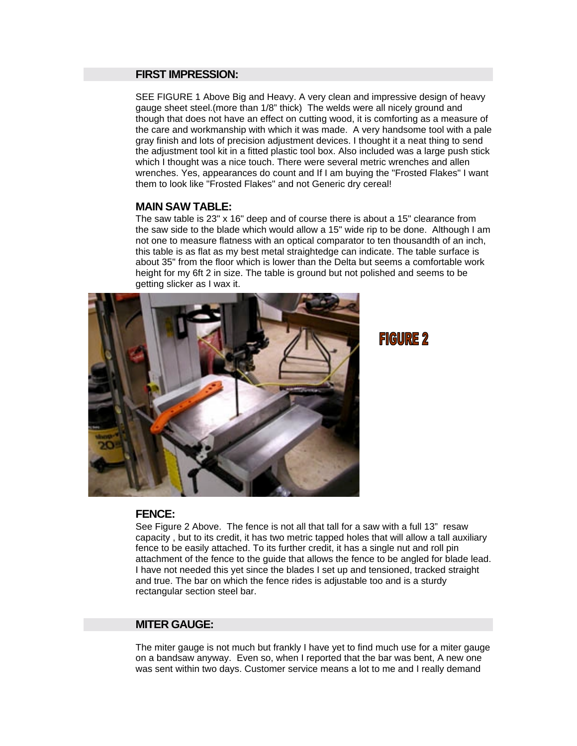## FIRST IMPRESSION:

SEE FIGURE 1 Above Big and Heavy. A very clean and impressive design of heavy gauge sheet steel.(more than 1/8" thick) The welds were all nicely ground and though that does not have an effect on cutting wood, it is comforting as a measure of the care and workmanship with which it was made. A very handsome tool with a pale gray finish and lots of precision adjustment devices. I thought it a neat thing to send the adjustment tool kit in a fitted plastic tool box. Also included was a large push stick which I thought was a nice touch. There were several metric wrenches and allen wrenches. Yes, appearances do count and If I am buying the "Frosted Flakes" I want them to look like "Frosted Flakes" and not Generic dry cereal!

## MAIN SAW TABLE:

The saw table is 23" x 16" deep and of course there is about a 15" clearance from the saw side to the blade which would allow a 15" wide rip to be done. Although I am not one to measure flatness with an optical comparator to ten thousandth of an inch, this table is as flat as my best metal straightedge can indicate. The table surface is about 35" from the floor which is lower than the Delta but seems a comfortable work height for my 6ft 2 in size. The table is ground but not polished and seems to be getting slicker as I wax it.

FIGURE 2

## FENCE:

See Figure 2 Above. The fence is not all that tall for a saw with a full 13" resaw capacity , but to its credit, it has two metric tapped holes that will allow a tall auxiliary fence to be easily attached. To its further credit, it has a single nut and roll pin attachment of the fence to the guide that allows the fence to be angled for blade lead. I have not needed this yet since the blades I set up and tensioned, tracked straight and true. The bar on which the fence rides is adjustable too and is a sturdy rectangular section steel bar.

## MITER GAUGE:

The miter gauge is not much but frankly I have yet to find much use for a miter gauge on a bandsaw anyway. Even so, when I reported that the bar was bent, A new one was sent within two days. Customer service means a lot to me and I really demand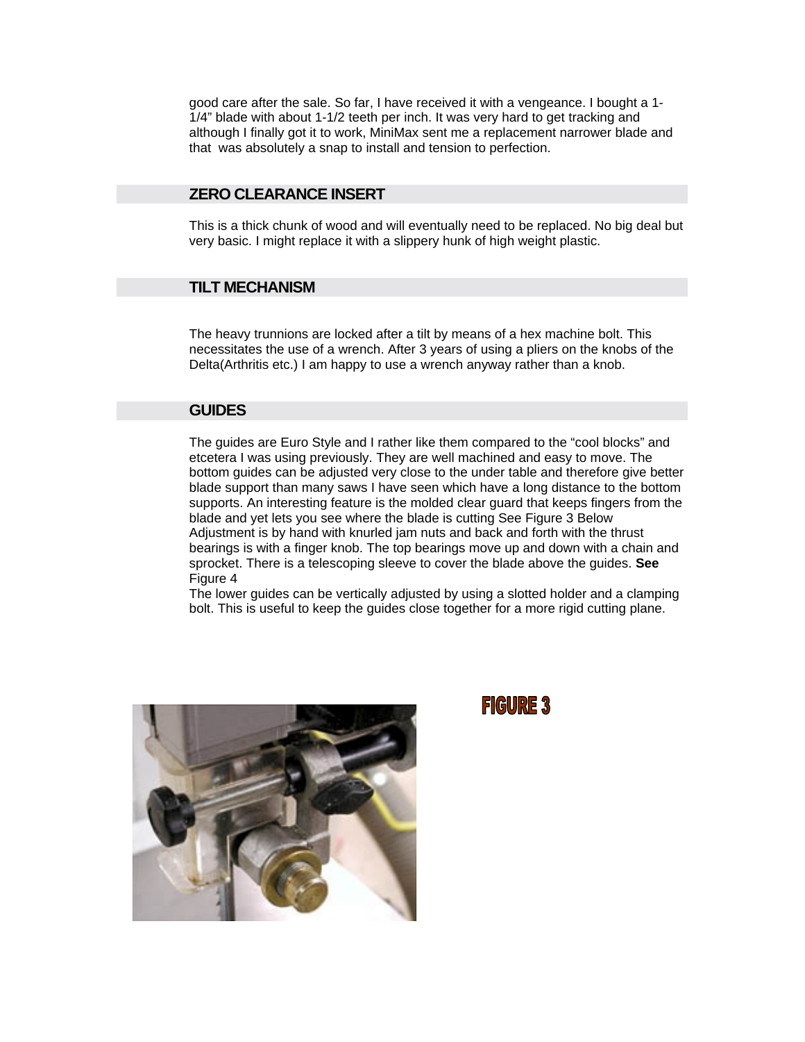good care after the sale. So far, I have received it with a vengeance. I bought a 1-1/4" blade with about 1-1/2 teeth per inch. It was very hard to get tracking and although I finally got it to work, MiniMax sent me a replacement narrower blade and that was absolutely a snap to install and tension to perfection.

## ZERO CLEARANCE INSERT

This is a thick chunk of wood and will eventually need to be replaced. No big deal but very basic. I might replace it with a slippery hunk of high weight plastic.

## TILT MECHANISM

The heavy trunnions are locked after a tilt by means of a hex machine bolt. This necessitates the use of a wrench. After 3 years of using a pliers on the knobs of the Delta(Arthritis etc.) I am happy to use a wrench anyway rather than a knob.

## GUIDES

The guides are Euro Style and I rather like them compared to the "cool blocks" and etcetera I was using previously. They are well machined and easy to move. The bottom guides can be adjusted very close to the under table and therefore give better blade support than many saws I have seen which have a long distance to the bottom supports. An interesting feature is the molded clear guard that keeps fingers from the blade and yet lets you see where the blade is cutting See Figure 3 Below
Adjustment is by hand with knurled jam nuts and back and forth with the thrust bearings is with a finger knob. The top bearings move up and down with a chain and sprocket. There is a telescoping sleeve to cover the blade above the guides. **See** Figure 4
The lower guides can be vertically adjusted by using a slotted holder and a clamping bolt. This is useful to keep the guides close together for a more rigid cutting plane.

**FIGURE 3**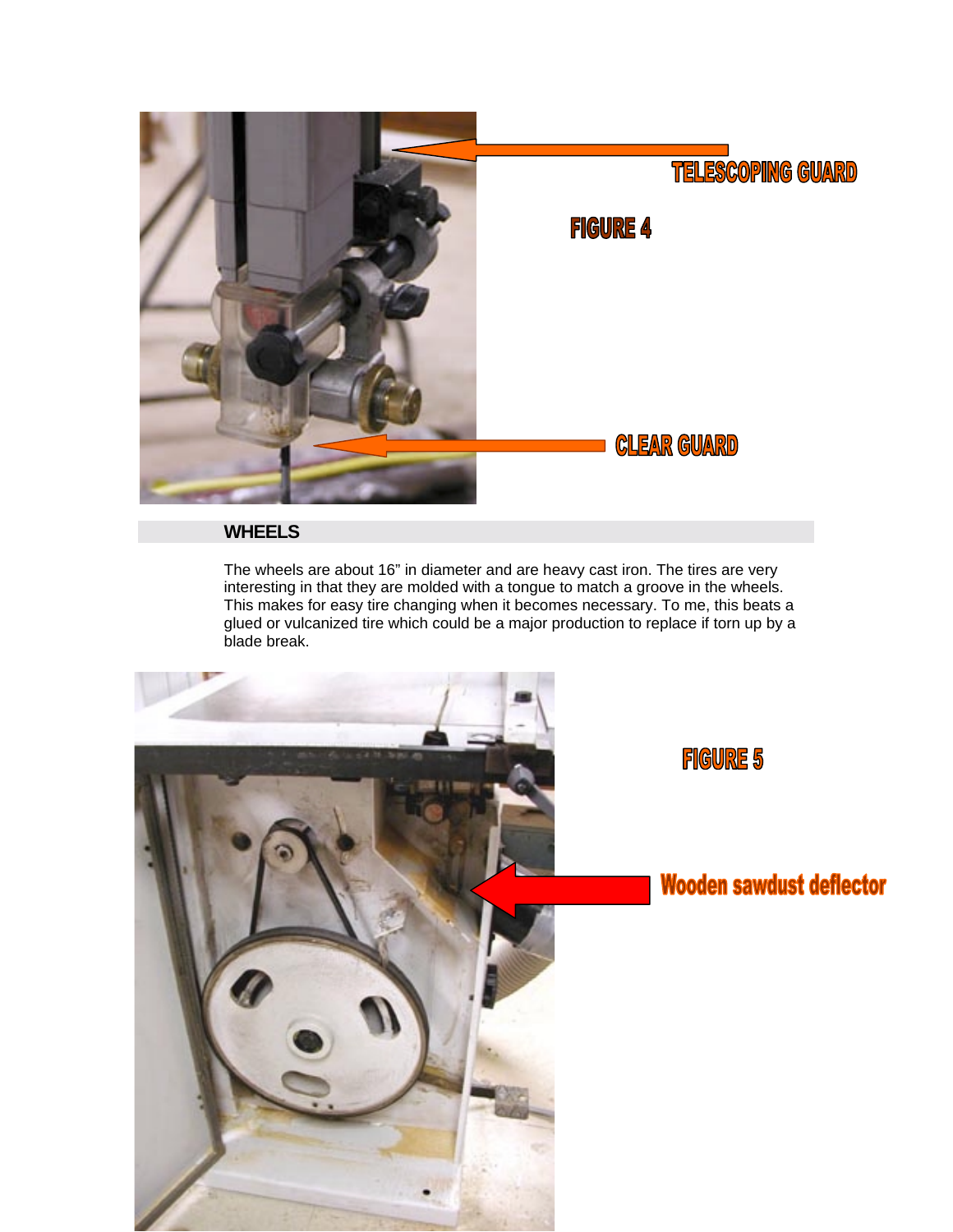TELESCOPING GUARD

FIGURE 4

CLEAR GUARD

## WHEELS

The wheels are about 16" in diameter and are heavy cast iron. The tires are very interesting in that they are molded with a tongue to match a groove in the wheels. This makes for easy tire changing when it becomes necessary. To me, this beats a glued or vulcanized tire which could be a major production to replace if torn up by a blade break.

FIGURE 5

Wooden sawdust deflector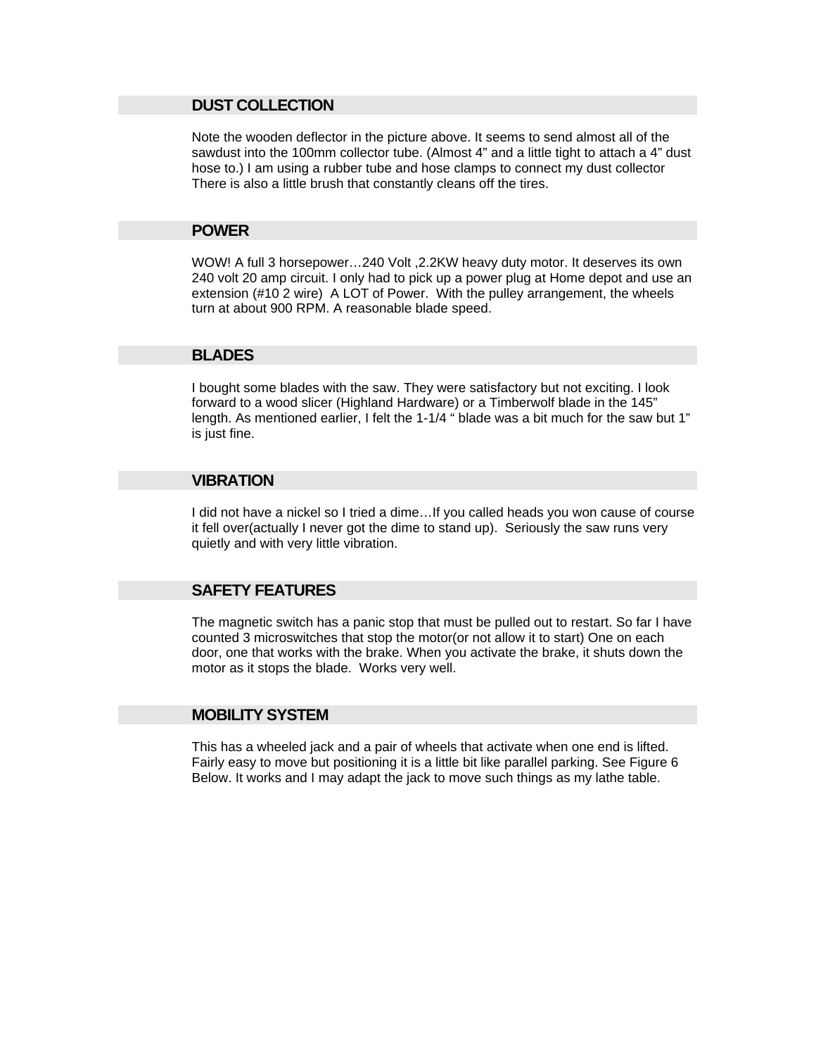## DUST COLLECTION

Note the wooden deflector in the picture above. It seems to send almost all of the sawdust into the 100mm collector tube. (Almost 4" and a little tight to attach a 4" dust hose to.) I am using a rubber tube and hose clamps to connect my dust collector There is also a little brush that constantly cleans off the tires.

## POWER

WOW! A full 3 horsepower…240 Volt ,2.2KW heavy duty motor. It deserves its own 240 volt 20 amp circuit. I only had to pick up a power plug at Home depot and use an extension (#10 2 wire) A LOT of Power. With the pulley arrangement, the wheels turn at about 900 RPM. A reasonable blade speed.

## BLADES

I bought some blades with the saw. They were satisfactory but not exciting. I look forward to a wood slicer (Highland Hardware) or a Timberwolf blade in the 145" length. As mentioned earlier, I felt the 1-1/4 " blade was a bit much for the saw but 1" is just fine.

## VIBRATION

I did not have a nickel so I tried a dime…If you called heads you won cause of course it fell over(actually I never got the dime to stand up). Seriously the saw runs very quietly and with very little vibration.

## SAFETY FEATURES

The magnetic switch has a panic stop that must be pulled out to restart. So far I have counted 3 microswitches that stop the motor(or not allow it to start) One on each door, one that works with the brake. When you activate the brake, it shuts down the motor as it stops the blade. Works very well.

## MOBILITY SYSTEM

This has a wheeled jack and a pair of wheels that activate when one end is lifted. Fairly easy to move but positioning it is a little bit like parallel parking. See Figure 6 Below. It works and I may adapt the jack to move such things as my lathe table.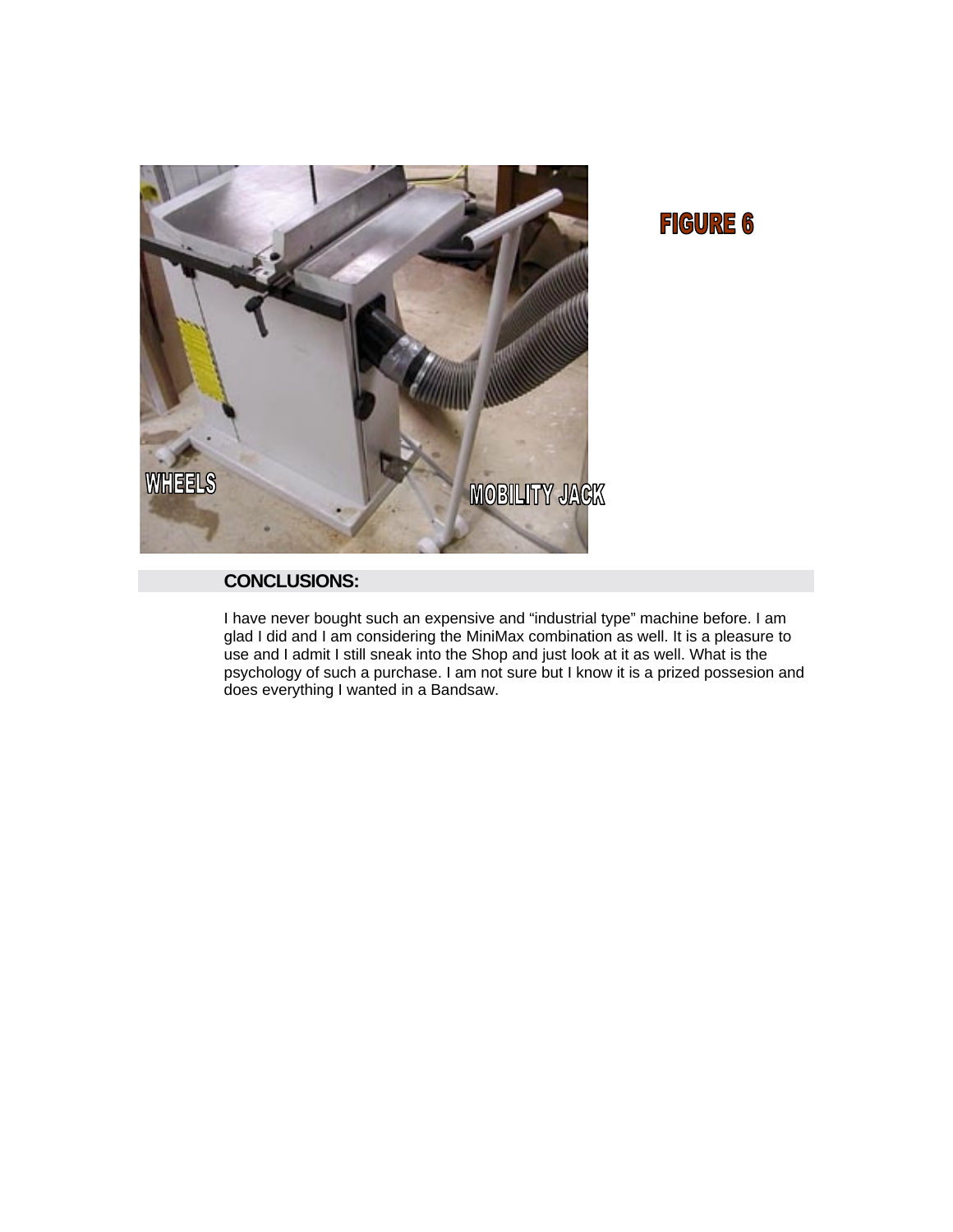FIGURE 6

## CONCLUSIONS:

I have never bought such an expensive and “industrial type” machine before. I am glad I did and I am considering the MiniMax combination as well. It is a pleasure to use and I admit I still sneak into the Shop and just look at it as well. What is the psychology of such a purchase. I am not sure but I know it is a prized possesion and does everything I wanted in a Bandsaw.